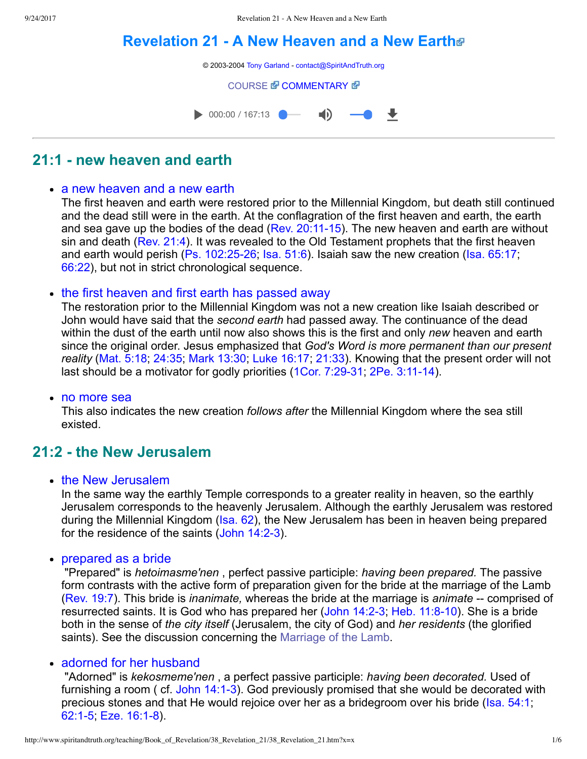# Revelation 21 - A New Heaven and a New Earth

© 2003-2004 Tony Garland - contact@SpiritAndTruth.org

COURSE COMMENTARY

000:00 / 167:13

## 21:1 - new heaven and earth

- a new heaven and a new earth
  The first heaven and earth were restored prior to the Millennial Kingdom, but death still continued and the dead still were in the earth. At the conflagration of the first heaven and earth, the earth and sea gave up the bodies of the dead (Rev. 20:11-15). The new heaven and earth are without sin and death (Rev. 21:4). It was revealed to the Old Testament prophets that the first heaven and earth would perish (Ps. 102:25-26; Isa. 51:6). Isaiah saw the new creation (Isa. 65:17; 66:22), but not in strict chronological sequence.

- the first heaven and first earth has passed away
  The restoration prior to the Millennial Kingdom was not a new creation like Isaiah described or John would have said that the *second earth* had passed away. The continuance of the dead within the dust of the earth until now also shows this is the first and only *new* heaven and earth since the original order. Jesus emphasized that *God's Word is more permanent than our present reality* (Mat. 5:18; 24:35; Mark 13:30; Luke 16:17; 21:33). Knowing that the present order will not last should be a motivator for godly priorities (1Cor. 7:29-31; 2Pe. 3:11-14).

- no more sea
  This also indicates the new creation *follows after* the Millennial Kingdom where the sea still existed.

## 21:2 - the New Jerusalem

- the New Jerusalem
  In the same way the earthly Temple corresponds to a greater reality in heaven, so the earthly Jerusalem corresponds to the heavenly Jerusalem. Although the earthly Jerusalem was restored during the Millennial Kingdom (Isa. 62), the New Jerusalem has been in heaven being prepared for the residence of the saints (John 14:2-3).

- prepared as a bride
  "Prepared" is *hetoimasme'nen* , perfect passive participle: *having been prepared.* The passive form contrasts with the active form of preparation given for the bride at the marriage of the Lamb (Rev. 19:7). This bride is *inanimate,* whereas the bride at the marriage is *animate* -- comprised of resurrected saints. It is God who has prepared her (John 14:2-3; Heb. 11:8-10). She is a bride both in the sense of *the city itself* (Jerusalem, the city of God) and *her residents* (the glorified saints). See the discussion concerning the Marriage of the Lamb.

- adorned for her husband
  "Adorned" is *kekosmeme'nen* , a perfect passive participle: *having been decorated.* Used of furnishing a room ( cf. John 14:1-3). God previously promised that she would be decorated with precious stones and that He would rejoice over her as a bridegroom over his bride (Isa. 54:1; 62:1-5; Eze. 16:1-8).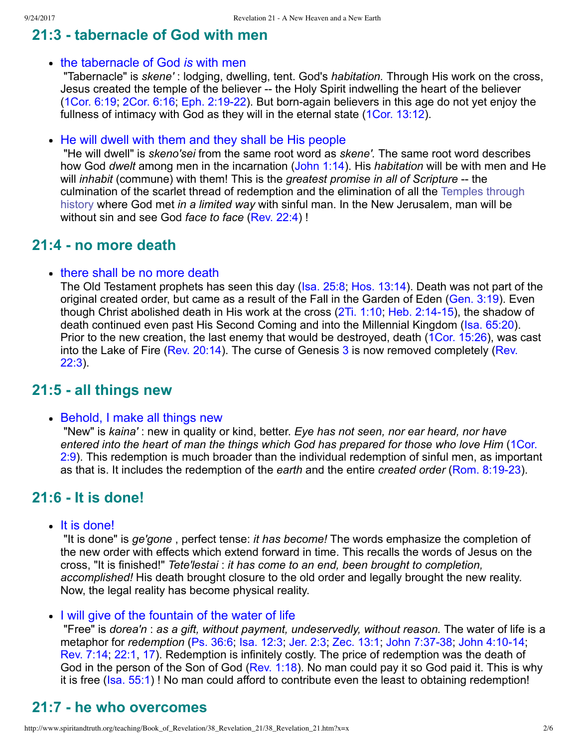## 21:3 - tabernacle of God with men

- the tabernacle of God *is* with men
  "Tabernacle" is *skene'* : lodging, dwelling, tent. God's *habitation.* Through His work on the cross, Jesus created the temple of the believer -- the Holy Spirit indwelling the heart of the believer (1Cor. 6:19; 2Cor. 6:16; Eph. 2:19-22). But born-again believers in this age do not yet enjoy the fullness of intimacy with God as they will in the eternal state (1Cor. 13:12).

- He will dwell with them and they shall be His people
  "He will dwell" is *skeno'sei* from the same root word as *skene'.* The same root word describes how God *dwelt* among men in the incarnation (John 1:14). His *habitation* will be with men and He will *inhabit* (commune) with them! This is the *greatest promise in all of Scripture* -- the culmination of the scarlet thread of redemption and the elimination of all the Temples through history where God met *in a limited way* with sinful man. In the New Jerusalem, man will be without sin and see God *face to face* (Rev. 22:4) !

## 21:4 - no more death

- there shall be no more death
  The Old Testament prophets has seen this day (Isa. 25:8; Hos. 13:14). Death was not part of the original created order, but came as a result of the Fall in the Garden of Eden (Gen. 3:19). Even though Christ abolished death in His work at the cross (2Ti. 1:10; Heb. 2:14-15), the shadow of death continued even past His Second Coming and into the Millennial Kingdom (Isa. 65:20). Prior to the new creation, the last enemy that would be destroyed, death (1Cor. 15:26), was cast into the Lake of Fire (Rev. 20:14). The curse of Genesis 3 is now removed completely (Rev. 22:3).

## 21:5 - all things new

- Behold, I make all things new
  "New" is *kaina'* : new in quality or kind, better. *Eye has not seen, nor ear heard, nor have entered into the heart of man the things which God has prepared for those who love Him* (1Cor. 2:9). This redemption is much broader than the individual redemption of sinful men, as important as that is. It includes the redemption of the *earth* and the entire *created order* (Rom. 8:19-23).

## 21:6 - It is done!

- It is done!
  "It is done" is *ge'gone* , perfect tense: *it has become!* The words emphasize the completion of the new order with effects which extend forward in time. This recalls the words of Jesus on the cross, "It is finished!" *Tete'lestai* : *it has come to an end, been brought to completion, accomplished!* His death brought closure to the old order and legally brought the new reality. Now, the legal reality has become physical reality.

- I will give of the fountain of the water of life
  "Free" is *dorea'n* : *as a gift, without payment, undeservedly, without reason.* The water of life is a metaphor for *redemption* (Ps. 36:6; Isa. 12:3; Jer. 2:3; Zec. 13:1; John 7:37-38; John 4:10-14; Rev. 7:14; 22:1, 17). Redemption is infinitely costly. The price of redemption was the death of God in the person of the Son of God (Rev. 1:18). No man could pay it so God paid it. This is why it is free (Isa. 55:1) ! No man could afford to contribute even the least to obtaining redemption!

## 21:7 - he who overcomes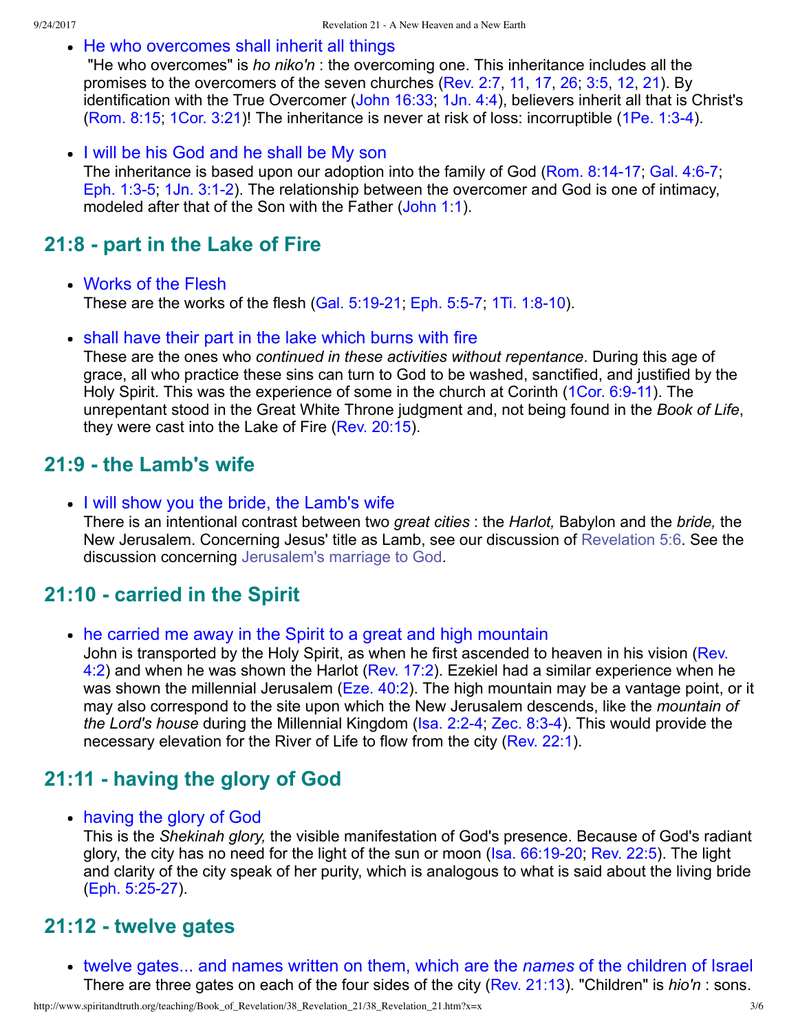- He who overcomes shall inherit all things
  "He who overcomes" is *ho niko'n* : the overcoming one. This inheritance includes all the promises to the overcomers of the seven churches (Rev. 2:7, 11, 17, 26; 3:5, 12, 21). By identification with the True Overcomer (John 16:33; 1Jn. 4:4), believers inherit all that is Christ's (Rom. 8:15; 1Cor. 3:21)! The inheritance is never at risk of loss: incorruptible (1Pe. 1:3-4).

- I will be his God and he shall be My son
  The inheritance is based upon our adoption into the family of God (Rom. 8:14-17; Gal. 4:6-7; Eph. 1:3-5; 1Jn. 3:1-2). The relationship between the overcomer and God is one of intimacy, modeled after that of the Son with the Father (John 1:1).

## 21:8 - part in the Lake of Fire

- Works of the Flesh
  These are the works of the flesh (Gal. 5:19-21; Eph. 5:5-7; 1Ti. 1:8-10).

- shall have their part in the lake which burns with fire
  These are the ones who *continued in these activities without repentance*. During this age of grace, all who practice these sins can turn to God to be washed, sanctified, and justified by the Holy Spirit. This was the experience of some in the church at Corinth (1Cor. 6:9-11). The unrepentant stood in the Great White Throne judgment and, not being found in the *Book of Life*, they were cast into the Lake of Fire (Rev. 20:15).

## 21:9 - the Lamb's wife

- I will show you the bride, the Lamb's wife
  There is an intentional contrast between two *great cities* : the *Harlot,* Babylon and the *bride,* the New Jerusalem. Concerning Jesus' title as Lamb, see our discussion of Revelation 5:6. See the discussion concerning Jerusalem's marriage to God.

## 21:10 - carried in the Spirit

- he carried me away in the Spirit to a great and high mountain
  John is transported by the Holy Spirit, as when he first ascended to heaven in his vision (Rev. 4:2) and when he was shown the Harlot (Rev. 17:2). Ezekiel had a similar experience when he was shown the millennial Jerusalem (Eze. 40:2). The high mountain may be a vantage point, or it may also correspond to the site upon which the New Jerusalem descends, like the *mountain of the Lord's house* during the Millennial Kingdom (Isa. 2:2-4; Zec. 8:3-4). This would provide the necessary elevation for the River of Life to flow from the city (Rev. 22:1).

## 21:11 - having the glory of God

- having the glory of God
  This is the *Shekinah glory,* the visible manifestation of God's presence. Because of God's radiant glory, the city has no need for the light of the sun or moon (Isa. 66:19-20; Rev. 22:5). The light and clarity of the city speak of her purity, which is analogous to what is said about the living bride (Eph. 5:25-27).

## 21:12 - twelve gates

- twelve gates... and names written on them, which are the *names* of the children of Israel
  There are three gates on each of the four sides of the city (Rev. 21:13). "Children" is *hio'n* : sons.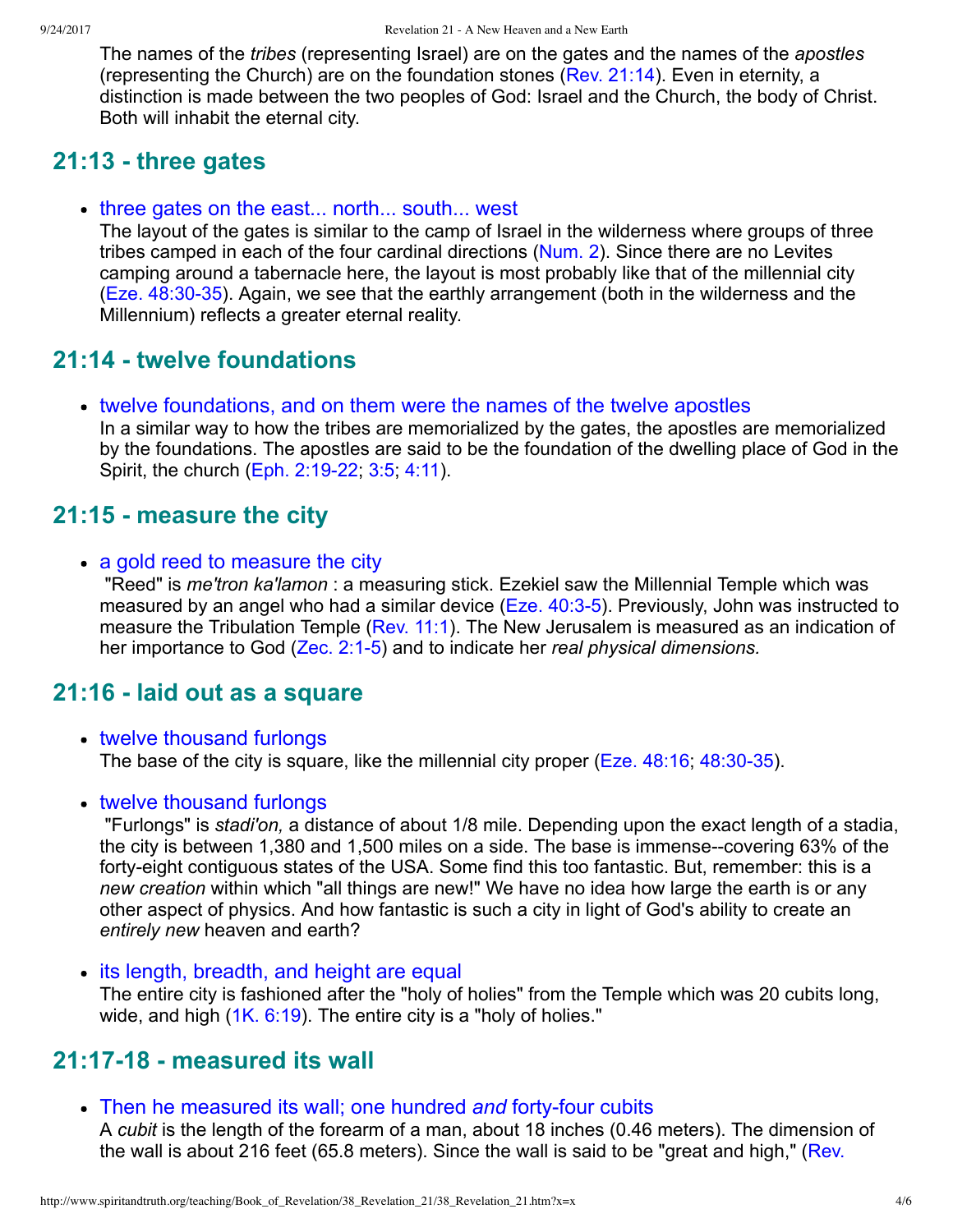The names of the *tribes* (representing Israel) are on the gates and the names of the *apostles* (representing the Church) are on the foundation stones (Rev. 21:14). Even in eternity, a distinction is made between the two peoples of God: Israel and the Church, the body of Christ. Both will inhabit the eternal city.

## 21:13 - three gates

- three gates on the east... north... south... west
  The layout of the gates is similar to the camp of Israel in the wilderness where groups of three tribes camped in each of the four cardinal directions (Num. 2). Since there are no Levites camping around a tabernacle here, the layout is most probably like that of the millennial city (Eze. 48:30-35). Again, we see that the earthly arrangement (both in the wilderness and the Millennium) reflects a greater eternal reality.

## 21:14 - twelve foundations

- twelve foundations, and on them were the names of the twelve apostles
  In a similar way to how the tribes are memorialized by the gates, the apostles are memorialized by the foundations. The apostles are said to be the foundation of the dwelling place of God in the Spirit, the church (Eph. 2:19-22; 3:5; 4:11).

## 21:15 - measure the city

- a gold reed to measure the city
  "Reed" is *me'tron ka'lamon* : a measuring stick. Ezekiel saw the Millennial Temple which was measured by an angel who had a similar device (Eze. 40:3-5). Previously, John was instructed to measure the Tribulation Temple (Rev. 11:1). The New Jerusalem is measured as an indication of her importance to God (Zec. 2:1-5) and to indicate her *real physical dimensions.*

## 21:16 - laid out as a square

- twelve thousand furlongs
  The base of the city is square, like the millennial city proper (Eze. 48:16; 48:30-35).

- twelve thousand furlongs
  "Furlongs" is *stadi'on,* a distance of about 1/8 mile. Depending upon the exact length of a stadia, the city is between 1,380 and 1,500 miles on a side. The base is immense--covering 63% of the forty-eight contiguous states of the USA. Some find this too fantastic. But, remember: this is a *new creation* within which "all things are new!" We have no idea how large the earth is or any other aspect of physics. And how fantastic is such a city in light of God's ability to create an *entirely new* heaven and earth?

- its length, breadth, and height are equal
  The entire city is fashioned after the "holy of holies" from the Temple which was 20 cubits long, wide, and high (1K. 6:19). The entire city is a "holy of holies."

## 21:17-18 - measured its wall

- Then he measured its wall; one hundred *and* forty-four cubits
  A *cubit* is the length of the forearm of a man, about 18 inches (0.46 meters). The dimension of the wall is about 216 feet (65.8 meters). Since the wall is said to be "great and high," (Rev.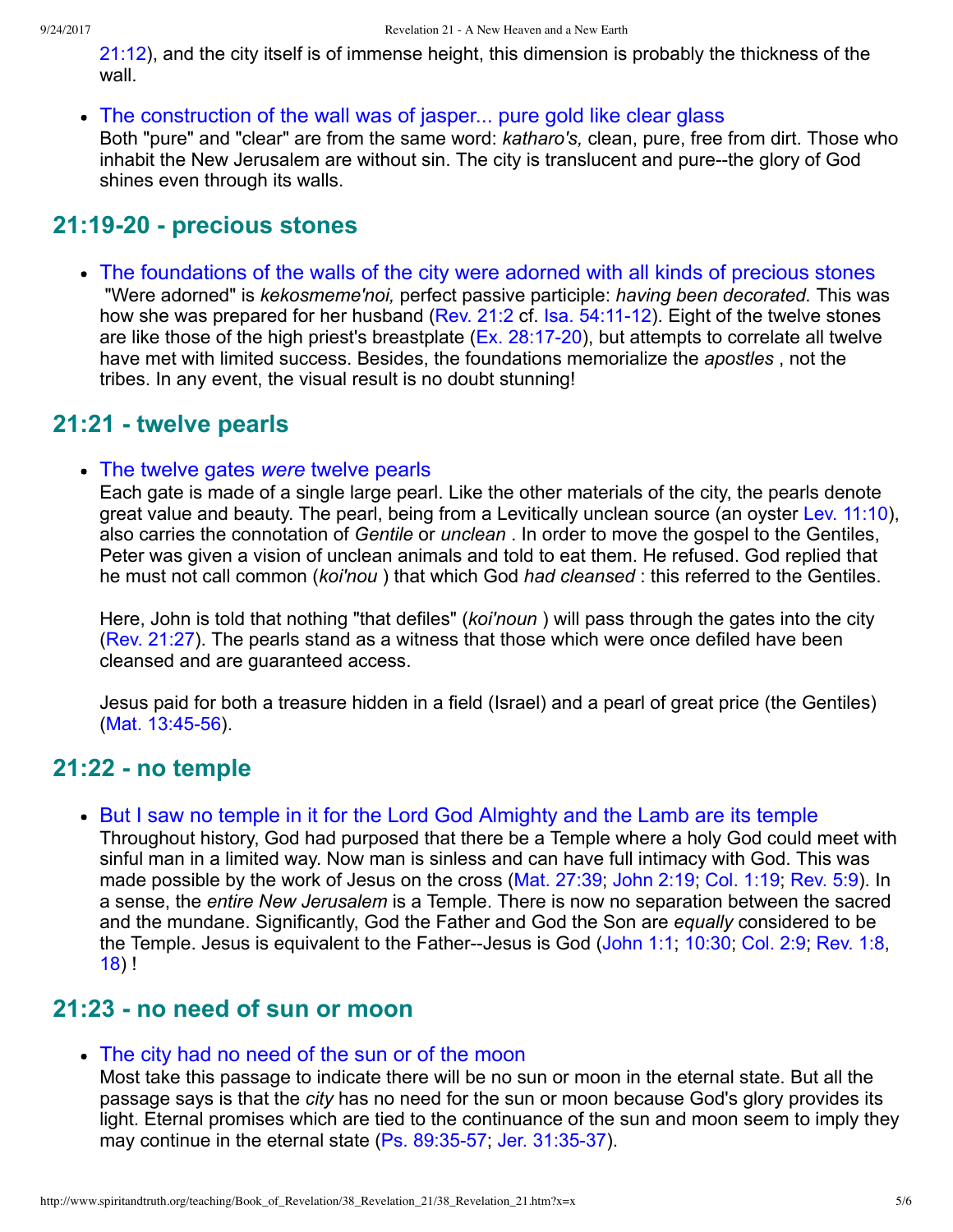21:12), and the city itself is of immense height, this dimension is probably the thickness of the wall.

- The construction of the wall was of jasper... pure gold like clear glass
  Both "pure" and "clear" are from the same word: *katharo's,* clean, pure, free from dirt. Those who inhabit the New Jerusalem are without sin. The city is translucent and pure--the glory of God shines even through its walls.

## 21:19-20 - precious stones

- The foundations of the walls of the city were adorned with all kinds of precious stones
  "Were adorned" is *kekosmeme'noi,* perfect passive participle: *having been decorated.* This was how she was prepared for her husband (Rev. 21:2 cf. Isa. 54:11-12). Eight of the twelve stones are like those of the high priest's breastplate (Ex. 28:17-20), but attempts to correlate all twelve have met with limited success. Besides, the foundations memorialize the *apostles* , not the tribes. In any event, the visual result is no doubt stunning!

## 21:21 - twelve pearls

- The twelve gates *were* twelve pearls
  Each gate is made of a single large pearl. Like the other materials of the city, the pearls denote great value and beauty. The pearl, being from a Levitically unclean source (an oyster Lev. 11:10), also carries the connotation of *Gentile* or *unclean* . In order to move the gospel to the Gentiles, Peter was given a vision of unclean animals and told to eat them. He refused. God replied that he must not call common (*koi'nou* ) that which God *had cleansed* : this referred to the Gentiles.

  Here, John is told that nothing "that defiles" (*koi'noun* ) will pass through the gates into the city (Rev. 21:27). The pearls stand as a witness that those which were once defiled have been cleansed and are guaranteed access.

  Jesus paid for both a treasure hidden in a field (Israel) and a pearl of great price (the Gentiles) (Mat. 13:45-56).

## 21:22 - no temple

- But I saw no temple in it for the Lord God Almighty and the Lamb are its temple
  Throughout history, God had purposed that there be a Temple where a holy God could meet with sinful man in a limited way. Now man is sinless and can have full intimacy with God. This was made possible by the work of Jesus on the cross (Mat. 27:39; John 2:19; Col. 1:19; Rev. 5:9). In a sense, the *entire New Jerusalem* is a Temple. There is now no separation between the sacred and the mundane. Significantly, God the Father and God the Son are *equally* considered to be the Temple. Jesus is equivalent to the Father--Jesus is God (John 1:1; 10:30; Col. 2:9; Rev. 1:8, 18) !

## 21:23 - no need of sun or moon

- The city had no need of the sun or of the moon
  Most take this passage to indicate there will be no sun or moon in the eternal state. But all the passage says is that the *city* has no need for the sun or moon because God's glory provides its light. Eternal promises which are tied to the continuance of the sun and moon seem to imply they may continue in the eternal state (Ps. 89:35-57; Jer. 31:35-37).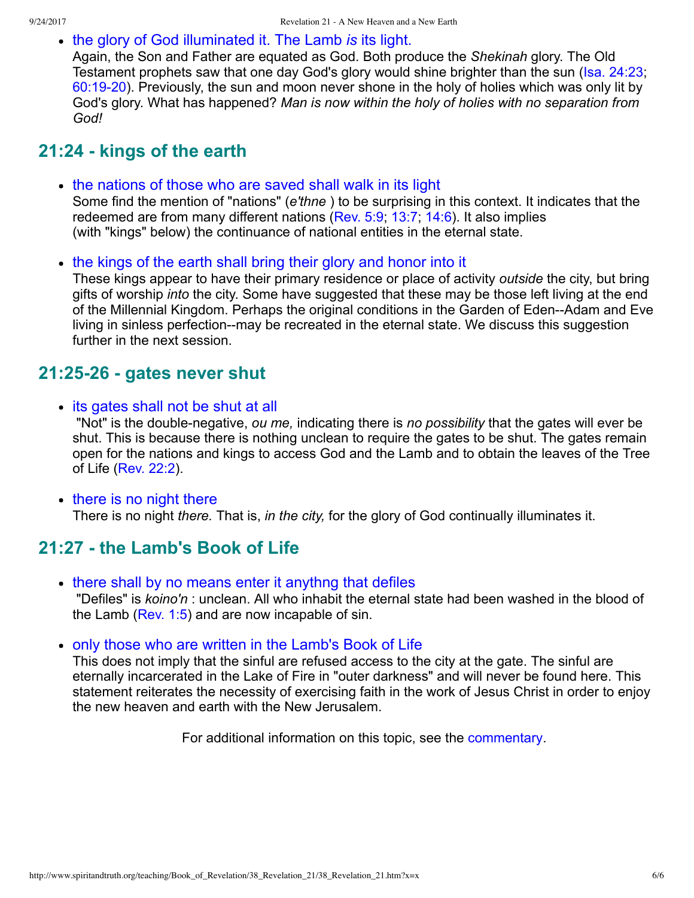- the glory of God illuminated it. The Lamb *is* its light.
  Again, the Son and Father are equated as God. Both produce the *Shekinah* glory. The Old Testament prophets saw that one day God's glory would shine brighter than the sun (Isa. 24:23; 60:19-20). Previously, the sun and moon never shone in the holy of holies which was only lit by God's glory. What has happened? *Man is now within the holy of holies with no separation from God!*

## 21:24 - kings of the earth

- the nations of those who are saved shall walk in its light
  Some find the mention of "nations" (*e'thne* ) to be surprising in this context. It indicates that the redeemed are from many different nations (Rev. 5:9; 13:7; 14:6). It also implies (with "kings" below) the continuance of national entities in the eternal state.

- the kings of the earth shall bring their glory and honor into it
  These kings appear to have their primary residence or place of activity *outside* the city, but bring gifts of worship *into* the city. Some have suggested that these may be those left living at the end of the Millennial Kingdom. Perhaps the original conditions in the Garden of Eden--Adam and Eve living in sinless perfection--may be recreated in the eternal state. We discuss this suggestion further in the next session.

## 21:25-26 - gates never shut

- its gates shall not be shut at all
  "Not" is the double-negative, *ou me,* indicating there is *no possibility* that the gates will ever be shut. This is because there is nothing unclean to require the gates to be shut. The gates remain open for the nations and kings to access God and the Lamb and to obtain the leaves of the Tree of Life (Rev. 22:2).

- there is no night there
  There is no night *there.* That is, *in the city,* for the glory of God continually illuminates it.

## 21:27 - the Lamb's Book of Life

- there shall by no means enter it anythng that defiles
  "Defiles" is *koino'n* : unclean. All who inhabit the eternal state had been washed in the blood of the Lamb (Rev. 1:5) and are now incapable of sin.

- only those who are written in the Lamb's Book of Life
  This does not imply that the sinful are refused access to the city at the gate. The sinful are eternally incarcerated in the Lake of Fire in "outer darkness" and will never be found here. This statement reiterates the necessity of exercising faith in the work of Jesus Christ in order to enjoy the new heaven and earth with the New Jerusalem.

For additional information on this topic, see the commentary.